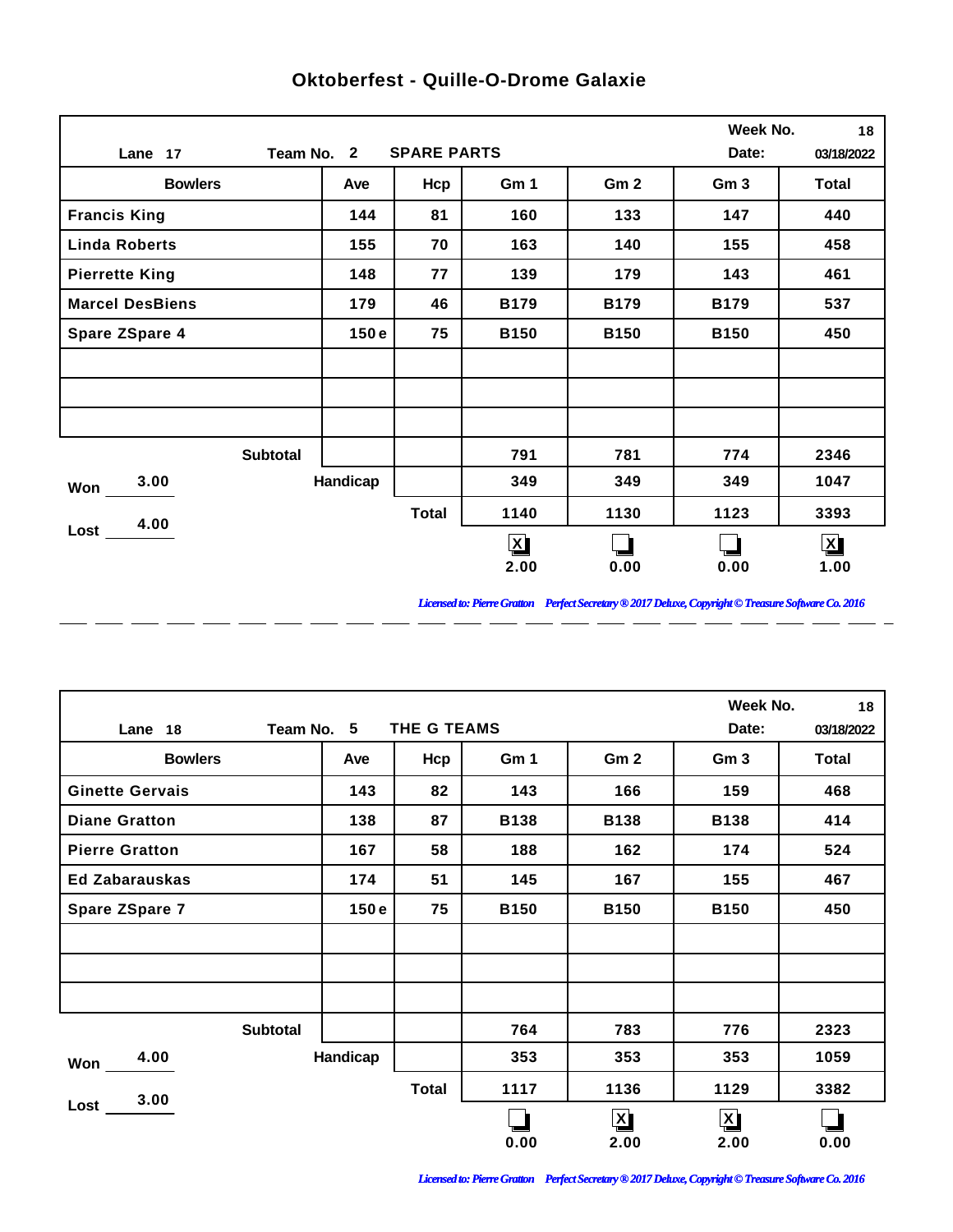# Oktoberfest - Quille-O-Drome Galaxie

Lane 17 | Team No. 2 | SPARE PARTS | Week No. 18 | Date: 03/18/2022

| Bowlers | Ave | Hcp | Gm 1 | Gm 2 | Gm 3 | Total |
|---|---|---|---|---|---|---|
| Francis King | 144 | 81 | 160 | 133 | 147 | 440 |
| Linda Roberts | 155 | 70 | 163 | 140 | 155 | 458 |
| Pierrette King | 148 | 77 | 139 | 179 | 143 | 461 |
| Marcel DesBiens | 179 | 46 | B179 | B179 | B179 | 537 |
| Spare ZSpare 4 | 150 e | 75 | B150 | B150 | B150 | 450 |
| | | | | | | |
| | | | | | | |
| | | | | | | |
| Subtotal | | | 791 | 781 | 774 | 2346 |
| Handicap | | | 349 | 349 | 349 | 1047 |
| Total | | | 1140 | 1130 | 1123 | 3393 |
| | | | [X] 2.00 | [ ] 0.00 | [ ] 0.00 | [X] 1.00 |

Won 3.00

Lost 4.00

*Licensed to: Pierre Gratton Perfect Secretary ® 2017 Deluxe, Copyright © Treasure Software Co. 2016*

---

Lane 18 | Team No. 5 | THE G TEAMS | Week No. 18 | Date: 03/18/2022

| Bowlers | Ave | Hcp | Gm 1 | Gm 2 | Gm 3 | Total |
|---|---|---|---|---|---|---|
| Ginette Gervais | 143 | 82 | 143 | 166 | 159 | 468 |
| Diane Gratton | 138 | 87 | B138 | B138 | B138 | 414 |
| Pierre Gratton | 167 | 58 | 188 | 162 | 174 | 524 |
| Ed Zabarauskas | 174 | 51 | 145 | 167 | 155 | 467 |
| Spare ZSpare 7 | 150 e | 75 | B150 | B150 | B150 | 450 |
| | | | | | | |
| | | | | | | |
| | | | | | | |
| Subtotal | | | 764 | 783 | 776 | 2323 |
| Handicap | | | 353 | 353 | 353 | 1059 |
| Total | | | 1117 | 1136 | 1129 | 3382 |
| | | | [ ] 0.00 | [X] 2.00 | [X] 2.00 | [ ] 0.00 |

Won 4.00

Lost 3.00

*Licensed to: Pierre Gratton Perfect Secretary ® 2017 Deluxe, Copyright © Treasure Software Co. 2016*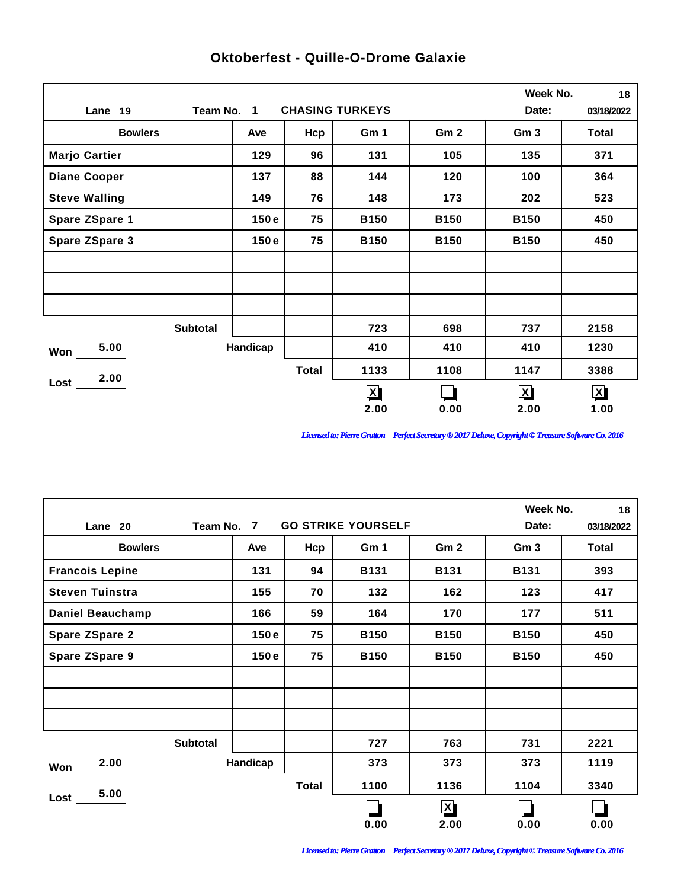# Oktoberfest - Quille-O-Drome Galaxie

Lane 19 | Team No. 1 | CHASING TURKEYS | Week No. 18 | Date: 03/18/2022

| Bowlers | Ave | Hcp | Gm 1 | Gm 2 | Gm 3 | Total |
|---|---|---|---|---|---|---|
| Marjo Cartier | 129 | 96 | 131 | 105 | 135 | 371 |
| Diane Cooper | 137 | 88 | 144 | 120 | 100 | 364 |
| Steve Walling | 149 | 76 | 148 | 173 | 202 | 523 |
| Spare ZSpare 1 | 150 e | 75 | B150 | B150 | B150 | 450 |
| Spare ZSpare 3 | 150 e | 75 | B150 | B150 | B150 | 450 |
| | | | | | | |
| | | | | | | |
| | | | | | | |
| Subtotal | | | 723 | 698 | 737 | 2158 |
| Handicap | | | 410 | 410 | 410 | 1230 |
| Total | | | 1133 | 1108 | 1147 | 3388 |
| | | | [X] 2.00 | [ ] 0.00 | [X] 2.00 | [X] 1.00 |

Won 5.00

Lost 2.00

*Licensed to: Pierre Gratton Perfect Secretary ® 2017 Deluxe, Copyright © Treasure Software Co. 2016*

---

Lane 20 | Team No. 7 | GO STRIKE YOURSELF | Week No. 18 | Date: 03/18/2022

| Bowlers | Ave | Hcp | Gm 1 | Gm 2 | Gm 3 | Total |
|---|---|---|---|---|---|---|
| Francois Lepine | 131 | 94 | B131 | B131 | B131 | 393 |
| Steven Tuinstra | 155 | 70 | 132 | 162 | 123 | 417 |
| Daniel Beauchamp | 166 | 59 | 164 | 170 | 177 | 511 |
| Spare ZSpare 2 | 150 e | 75 | B150 | B150 | B150 | 450 |
| Spare ZSpare 9 | 150 e | 75 | B150 | B150 | B150 | 450 |
| | | | | | | |
| | | | | | | |
| | | | | | | |
| Subtotal | | | 727 | 763 | 731 | 2221 |
| Handicap | | | 373 | 373 | 373 | 1119 |
| Total | | | 1100 | 1136 | 1104 | 3340 |
| | | | [ ] 0.00 | [X] 2.00 | [ ] 0.00 | [ ] 0.00 |

Won 2.00

Lost 5.00

*Licensed to: Pierre Gratton Perfect Secretary ® 2017 Deluxe, Copyright © Treasure Software Co. 2016*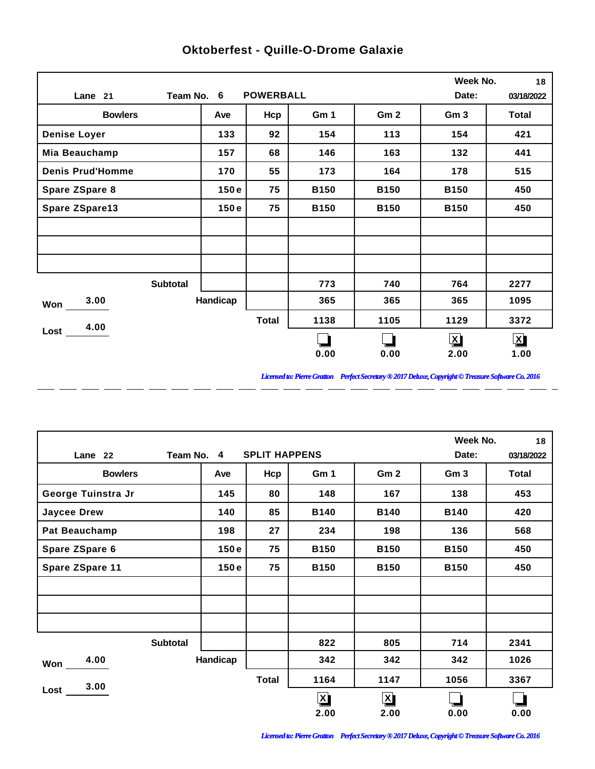# Oktoberfest - Quille-O-Drome Galaxie

Lane 21 Team No. 6 POWERBALL

Week No. 18
Date: 03/18/2022

| Bowlers | Ave | Hcp | Gm 1 | Gm 2 | Gm 3 | Total |
|---|---|---|---|---|---|---|
| Denise Loyer | 133 | 92 | 154 | 113 | 154 | 421 |
| Mia Beauchamp | 157 | 68 | 146 | 163 | 132 | 441 |
| Denis Prud'Homme | 170 | 55 | 173 | 164 | 178 | 515 |
| Spare ZSpare 8 | 150 e | 75 | B150 | B150 | B150 | 450 |
| Spare ZSpare13 | 150 e | 75 | B150 | B150 | B150 | 450 |
| | | | | | | |
| | | | | | | |
| | | | | | | |
| Subtotal | | | 773 | 740 | 764 | 2277 |
| Handicap | | | 365 | 365 | 365 | 1095 |
| Total | | | 1138 | 1105 | 1129 | 3372 |
| | | | ☐ 0.00 | ☐ 0.00 | ☒ 2.00 | ☒ 1.00 |

Won 3.00
Lost 4.00

*Licensed to: Pierre Gratton Perfect Secretary ® 2017 Deluxe, Copyright © Treasure Software Co. 2016*

---

Lane 22 Team No. 4 SPLIT HAPPENS

Week No. 18
Date: 03/18/2022

| Bowlers | Ave | Hcp | Gm 1 | Gm 2 | Gm 3 | Total |
|---|---|---|---|---|---|---|
| George Tuinstra Jr | 145 | 80 | 148 | 167 | 138 | 453 |
| Jaycee Drew | 140 | 85 | B140 | B140 | B140 | 420 |
| Pat Beauchamp | 198 | 27 | 234 | 198 | 136 | 568 |
| Spare ZSpare 6 | 150 e | 75 | B150 | B150 | B150 | 450 |
| Spare ZSpare 11 | 150 e | 75 | B150 | B150 | B150 | 450 |
| | | | | | | |
| | | | | | | |
| | | | | | | |
| Subtotal | | | 822 | 805 | 714 | 2341 |
| Handicap | | | 342 | 342 | 342 | 1026 |
| Total | | | 1164 | 1147 | 1056 | 3367 |
| | | | ☒ 2.00 | ☒ 2.00 | ☐ 0.00 | ☐ 0.00 |

Won 4.00
Lost 3.00

*Licensed to: Pierre Gratton Perfect Secretary ® 2017 Deluxe, Copyright © Treasure Software Co. 2016*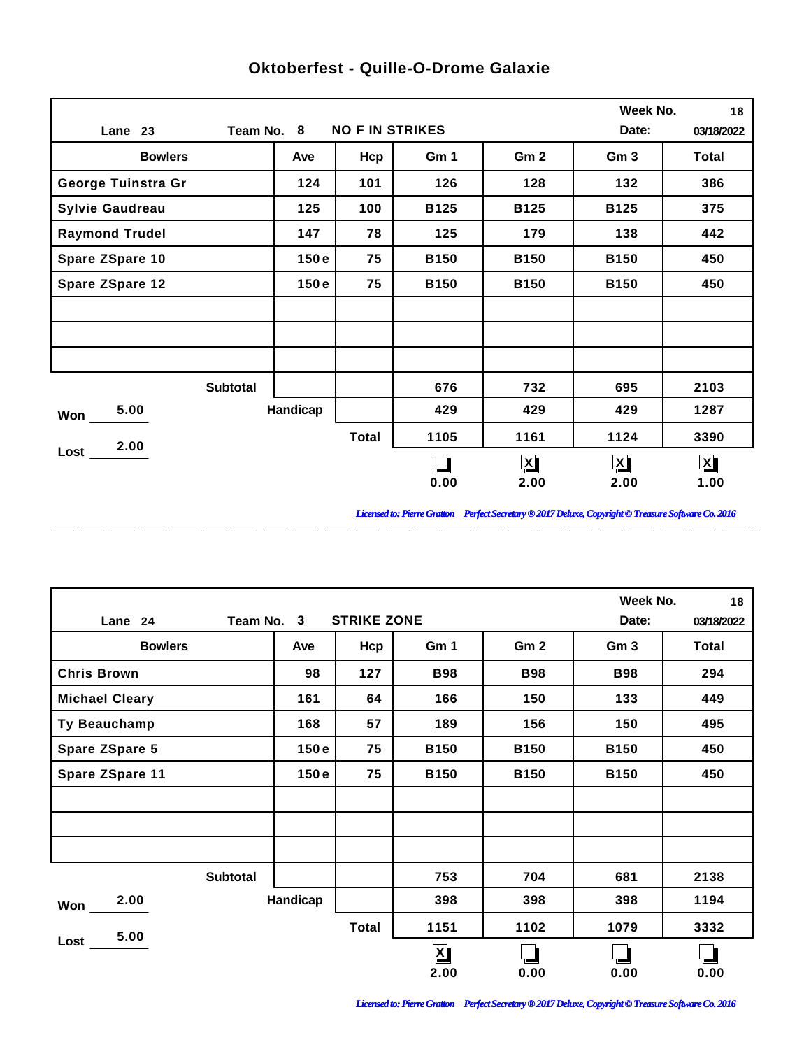# Oktoberfest - Quille-O-Drome Galaxie

| | | | | | | |
|---|---|---|---|---|---|---|
| | | | | | Week No. | 18 |
| Lane 23 | Team No. 8 | NO F IN STRIKES | | | Date: | 03/18/2022 |

| Bowlers | Ave | Hcp | Gm 1 | Gm 2 | Gm 3 | Total |
|---|---|---|---|---|---|---|
| George Tuinstra Gr | 124 | 101 | 126 | 128 | 132 | 386 |
| Sylvie Gaudreau | 125 | 100 | B125 | B125 | B125 | 375 |
| Raymond Trudel | 147 | 78 | 125 | 179 | 138 | 442 |
| Spare ZSpare 10 | 150 e | 75 | B150 | B150 | B150 | 450 |
| Spare ZSpare 12 | 150 e | 75 | B150 | B150 | B150 | 450 |
| | | | | | | |
| | | | | | | |
| | | | | | | |
| Subtotal | | | 676 | 732 | 695 | 2103 |
| Handicap | | | 429 | 429 | 429 | 1287 |
| Total | | | 1105 | 1161 | 1124 | 3390 |
| | | | ☐ 0.00 | ☒ 2.00 | ☒ 2.00 | ☒ 1.00 |

Won 5.00

Lost 2.00

*Licensed to: Pierre Gratton Perfect Secretary ® 2017 Deluxe, Copyright © Treasure Software Co. 2016*

| | | | | | | |
|---|---|---|---|---|---|---|
| | | | | | Week No. | 18 |
| Lane 24 | Team No. 3 | STRIKE ZONE | | | Date: | 03/18/2022 |

| Bowlers | Ave | Hcp | Gm 1 | Gm 2 | Gm 3 | Total |
|---|---|---|---|---|---|---|
| Chris Brown | 98 | 127 | B98 | B98 | B98 | 294 |
| Michael Cleary | 161 | 64 | 166 | 150 | 133 | 449 |
| Ty Beauchamp | 168 | 57 | 189 | 156 | 150 | 495 |
| Spare ZSpare 5 | 150 e | 75 | B150 | B150 | B150 | 450 |
| Spare ZSpare 11 | 150 e | 75 | B150 | B150 | B150 | 450 |
| | | | | | | |
| | | | | | | |
| | | | | | | |
| Subtotal | | | 753 | 704 | 681 | 2138 |
| Handicap | | | 398 | 398 | 398 | 1194 |
| Total | | | 1151 | 1102 | 1079 | 3332 |
| | | | ☒ 2.00 | ☐ 0.00 | ☐ 0.00 | ☐ 0.00 |

Won 2.00

Lost 5.00

*Licensed to: Pierre Gratton Perfect Secretary ® 2017 Deluxe, Copyright © Treasure Software Co. 2016*